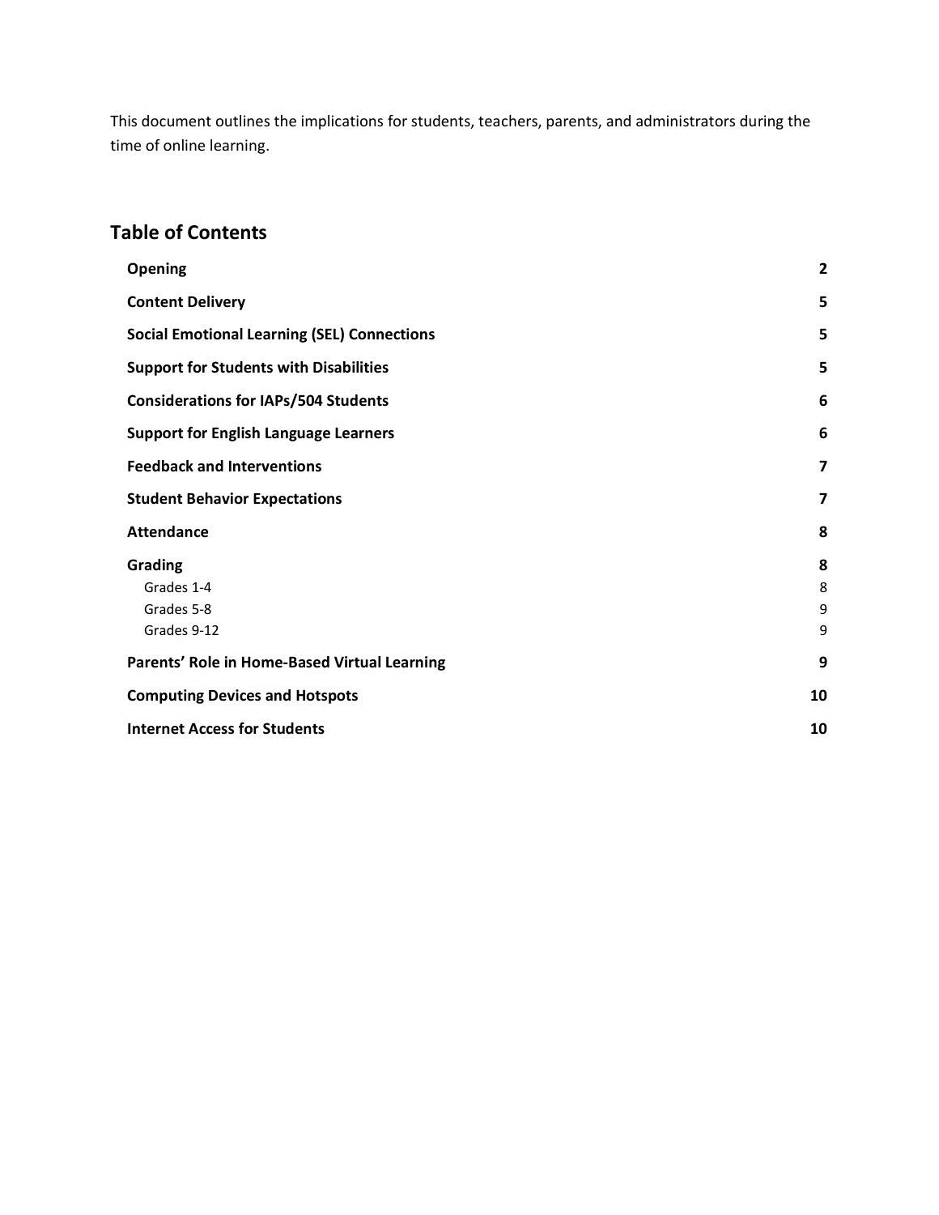This document outlines the implications for students, teachers, parents, and administrators during the time of online learning.

## Table of Contents

- **Opening** 2
- **Content Delivery** 5
- **Social Emotional Learning (SEL) Connections** 5
- **Support for Students with Disabilities** 5
- **Considerations for IAPs/504 Students** 6
- **Support for English Language Learners** 6
- **Feedback and Interventions** 7
- **Student Behavior Expectations** 7
- **Attendance** 8
- **Grading** 8
  - Grades 1-4 8
  - Grades 5-8 9
  - Grades 9-12 9
- **Parents' Role in Home-Based Virtual Learning** 9
- **Computing Devices and Hotspots** 10
- **Internet Access for Students** 10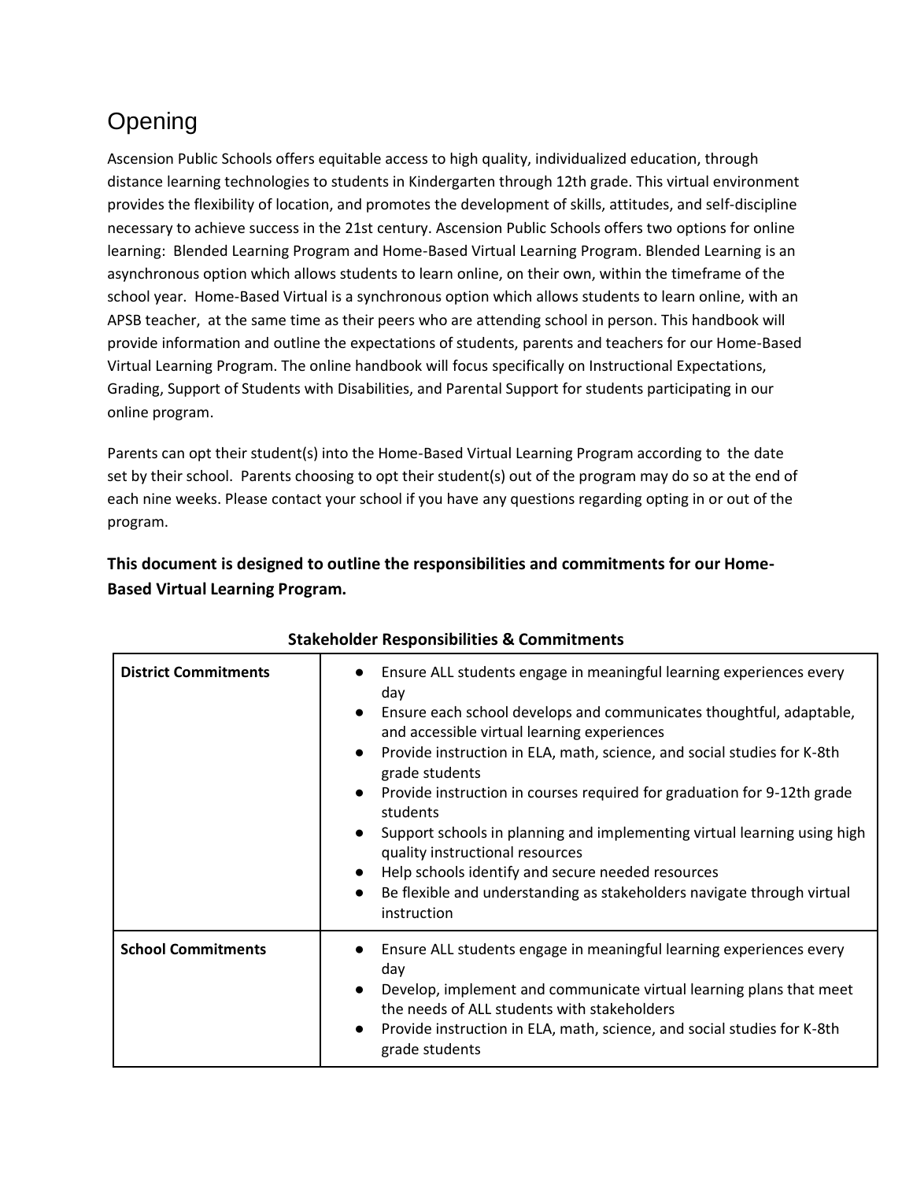# Opening

Ascension Public Schools offers equitable access to high quality, individualized education, through distance learning technologies to students in Kindergarten through 12th grade. This virtual environment provides the flexibility of location, and promotes the development of skills, attitudes, and self-discipline necessary to achieve success in the 21st century. Ascension Public Schools offers two options for online learning: Blended Learning Program and Home-Based Virtual Learning Program. Blended Learning is an asynchronous option which allows students to learn online, on their own, within the timeframe of the school year. Home-Based Virtual is a synchronous option which allows students to learn online, with an APSB teacher, at the same time as their peers who are attending school in person. This handbook will provide information and outline the expectations of students, parents and teachers for our Home-Based Virtual Learning Program. The online handbook will focus specifically on Instructional Expectations, Grading, Support of Students with Disabilities, and Parental Support for students participating in our online program.

Parents can opt their student(s) into the Home-Based Virtual Learning Program according to the date set by their school. Parents choosing to opt their student(s) out of the program may do so at the end of each nine weeks. Please contact your school if you have any questions regarding opting in or out of the program.

**This document is designed to outline the responsibilities and commitments for our Home-Based Virtual Learning Program.**

**Stakeholder Responsibilities & Commitments**

| | |
|---|---|
| **District Commitments** | ● Ensure ALL students engage in meaningful learning experiences every day<br>● Ensure each school develops and communicates thoughtful, adaptable, and accessible virtual learning experiences<br>● Provide instruction in ELA, math, science, and social studies for K-8th grade students<br>● Provide instruction in courses required for graduation for 9-12th grade students<br>● Support schools in planning and implementing virtual learning using high quality instructional resources<br>● Help schools identify and secure needed resources<br>● Be flexible and understanding as stakeholders navigate through virtual instruction |
| **School Commitments** | ● Ensure ALL students engage in meaningful learning experiences every day<br>● Develop, implement and communicate virtual learning plans that meet the needs of ALL students with stakeholders<br>● Provide instruction in ELA, math, science, and social studies for K-8th grade students |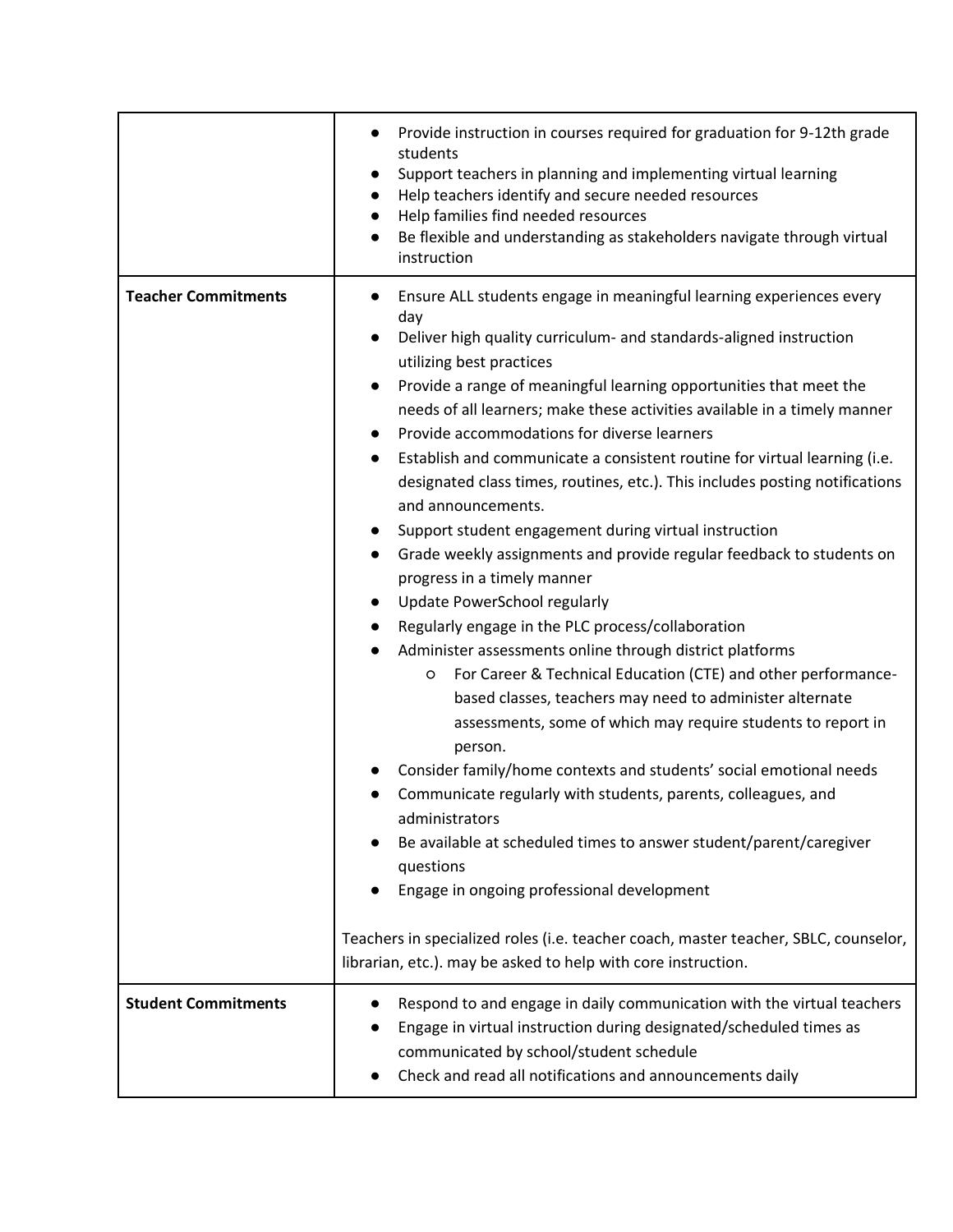| | |
|---|---|
| | • Provide instruction in courses required for graduation for 9-12th grade students<br>• Support teachers in planning and implementing virtual learning<br>• Help teachers identify and secure needed resources<br>• Help families find needed resources<br>• Be flexible and understanding as stakeholders navigate through virtual instruction |
| **Teacher Commitments** | • Ensure ALL students engage in meaningful learning experiences every day<br>• Deliver high quality curriculum- and standards-aligned instruction utilizing best practices<br>• Provide a range of meaningful learning opportunities that meet the needs of all learners; make these activities available in a timely manner<br>• Provide accommodations for diverse learners<br>• Establish and communicate a consistent routine for virtual learning (i.e. designated class times, routines, etc.). This includes posting notifications and announcements.<br>• Support student engagement during virtual instruction<br>• Grade weekly assignments and provide regular feedback to students on progress in a timely manner<br>• Update PowerSchool regularly<br>• Regularly engage in the PLC process/collaboration<br>• Administer assessments online through district platforms<br>&nbsp;&nbsp;&nbsp;&nbsp;○ For Career & Technical Education (CTE) and other performance-based classes, teachers may need to administer alternate assessments, some of which may require students to report in person.<br>• Consider family/home contexts and students' social emotional needs<br>• Communicate regularly with students, parents, colleagues, and administrators<br>• Be available at scheduled times to answer student/parent/caregiver questions<br>• Engage in ongoing professional development<br><br>Teachers in specialized roles (i.e. teacher coach, master teacher, SBLC, counselor, librarian, etc.). may be asked to help with core instruction. |
| **Student Commitments** | • Respond to and engage in daily communication with the virtual teachers<br>• Engage in virtual instruction during designated/scheduled times as communicated by school/student schedule<br>• Check and read all notifications and announcements daily |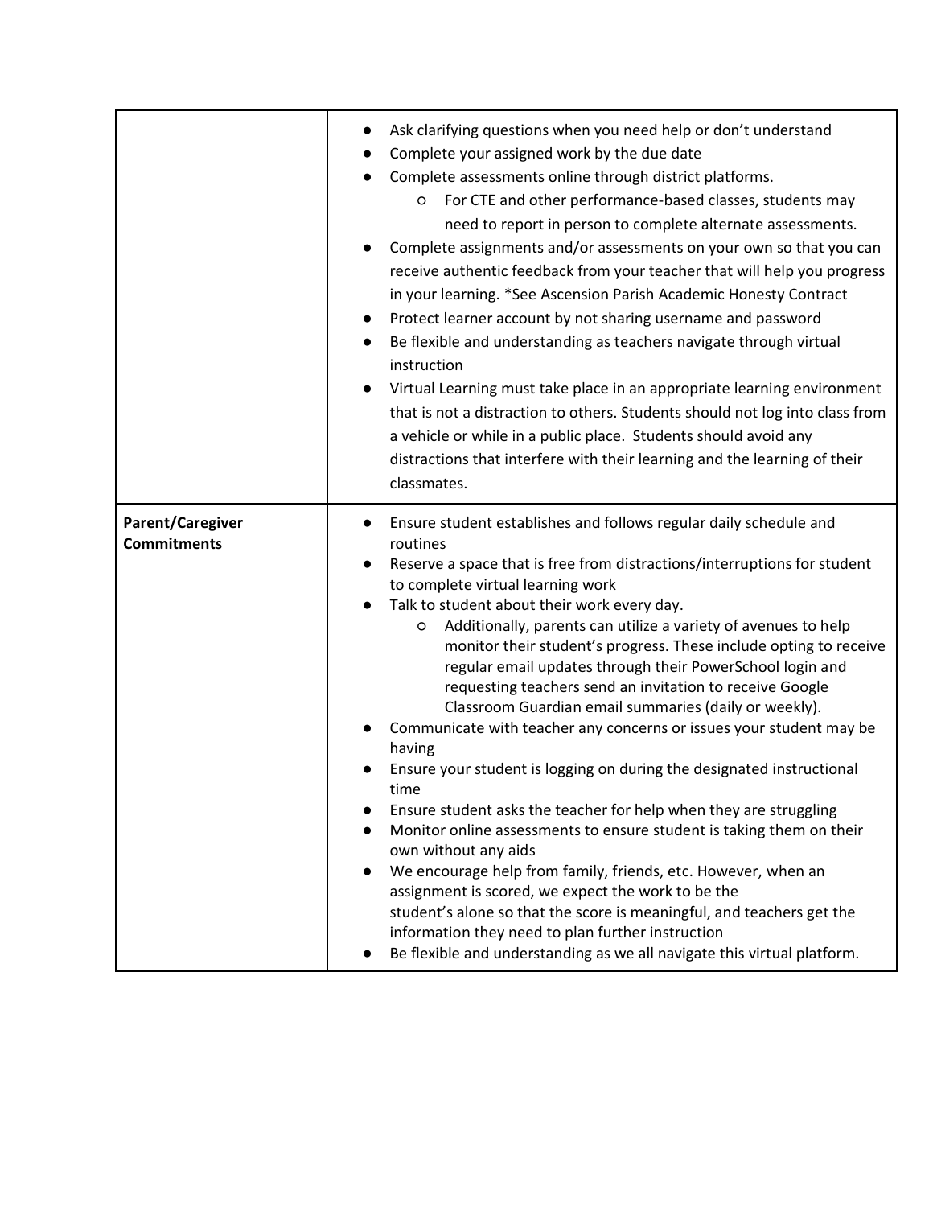| | |
|---|---|
| | ● Ask clarifying questions when you need help or don't understand<br>● Complete your assigned work by the due date<br>● Complete assessments online through district platforms.<br>&nbsp;&nbsp;&nbsp;&nbsp;○ For CTE and other performance-based classes, students may need to report in person to complete alternate assessments.<br>● Complete assignments and/or assessments on your own so that you can receive authentic feedback from your teacher that will help you progress in your learning. *See Ascension Parish Academic Honesty Contract<br>● Protect learner account by not sharing username and password<br>● Be flexible and understanding as teachers navigate through virtual instruction<br>● Virtual Learning must take place in an appropriate learning environment that is not a distraction to others. Students should not log into class from a vehicle or while in a public place. Students should avoid any distractions that interfere with their learning and the learning of their classmates. |
| **Parent/Caregiver Commitments** | ● Ensure student establishes and follows regular daily schedule and routines<br>● Reserve a space that is free from distractions/interruptions for student to complete virtual learning work<br>● Talk to student about their work every day.<br>&nbsp;&nbsp;&nbsp;&nbsp;○ Additionally, parents can utilize a variety of avenues to help monitor their student's progress. These include opting to receive regular email updates through their PowerSchool login and requesting teachers send an invitation to receive Google Classroom Guardian email summaries (daily or weekly).<br>● Communicate with teacher any concerns or issues your student may be having<br>● Ensure your student is logging on during the designated instructional time<br>● Ensure student asks the teacher for help when they are struggling<br>● Monitor online assessments to ensure student is taking them on their own without any aids<br>● We encourage help from family, friends, etc. However, when an assignment is scored, we expect the work to be the student's alone so that the score is meaningful, and teachers get the information they need to plan further instruction<br>● Be flexible and understanding as we all navigate this virtual platform. |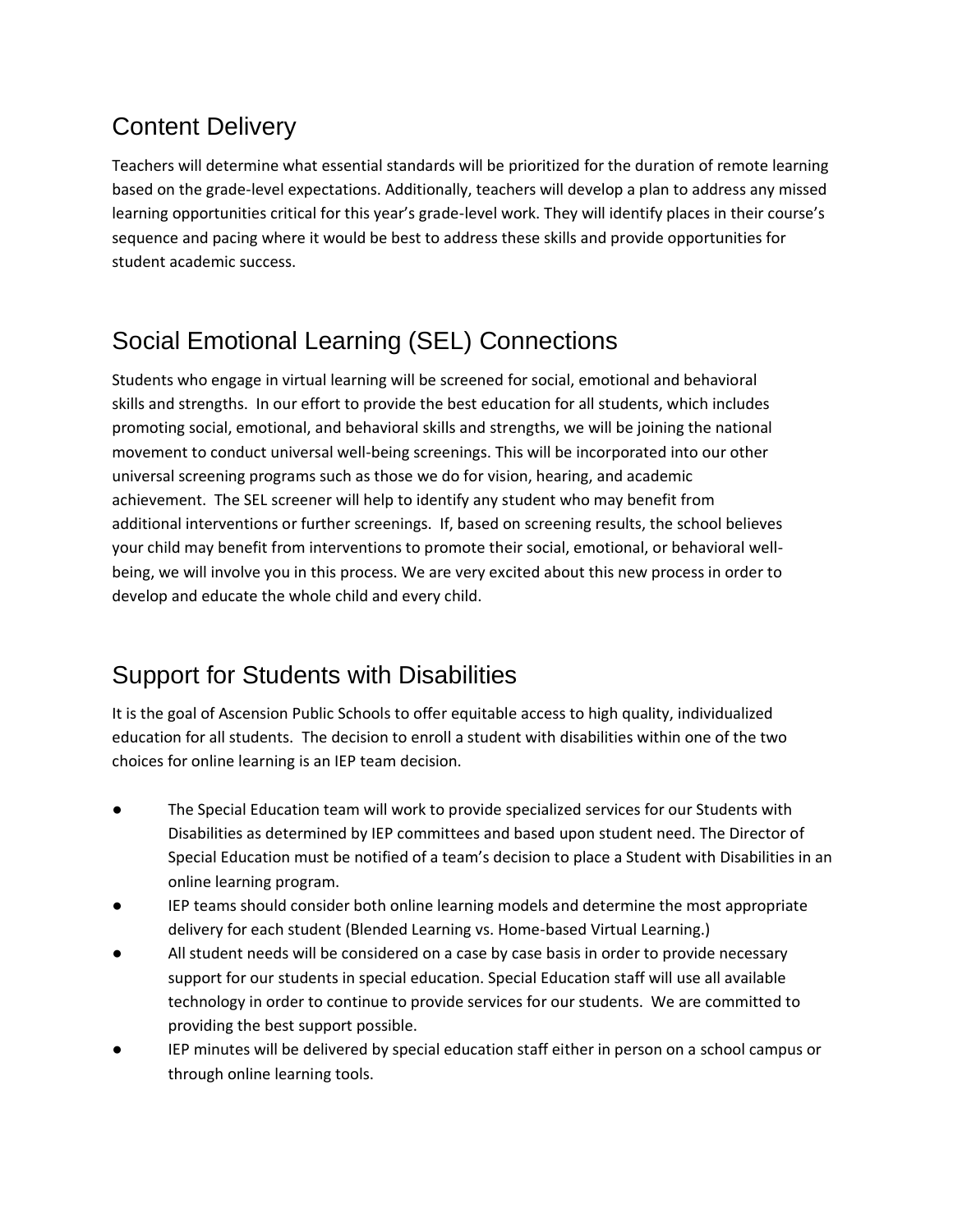## Content Delivery

Teachers will determine what essential standards will be prioritized for the duration of remote learning based on the grade-level expectations. Additionally, teachers will develop a plan to address any missed learning opportunities critical for this year's grade-level work. They will identify places in their course's sequence and pacing where it would be best to address these skills and provide opportunities for student academic success.

## Social Emotional Learning (SEL) Connections

Students who engage in virtual learning will be screened for social, emotional and behavioral skills and strengths. In our effort to provide the best education for all students, which includes promoting social, emotional, and behavioral skills and strengths, we will be joining the national movement to conduct universal well-being screenings. This will be incorporated into our other universal screening programs such as those we do for vision, hearing, and academic achievement. The SEL screener will help to identify any student who may benefit from additional interventions or further screenings. If, based on screening results, the school believes your child may benefit from interventions to promote their social, emotional, or behavioral well-being, we will involve you in this process. We are very excited about this new process in order to develop and educate the whole child and every child.

## Support for Students with Disabilities

It is the goal of Ascension Public Schools to offer equitable access to high quality, individualized education for all students. The decision to enroll a student with disabilities within one of the two choices for online learning is an IEP team decision.

- The Special Education team will work to provide specialized services for our Students with Disabilities as determined by IEP committees and based upon student need. The Director of Special Education must be notified of a team's decision to place a Student with Disabilities in an online learning program.
- IEP teams should consider both online learning models and determine the most appropriate delivery for each student (Blended Learning vs. Home-based Virtual Learning.)
- All student needs will be considered on a case by case basis in order to provide necessary support for our students in special education. Special Education staff will use all available technology in order to continue to provide services for our students. We are committed to providing the best support possible.
- IEP minutes will be delivered by special education staff either in person on a school campus or through online learning tools.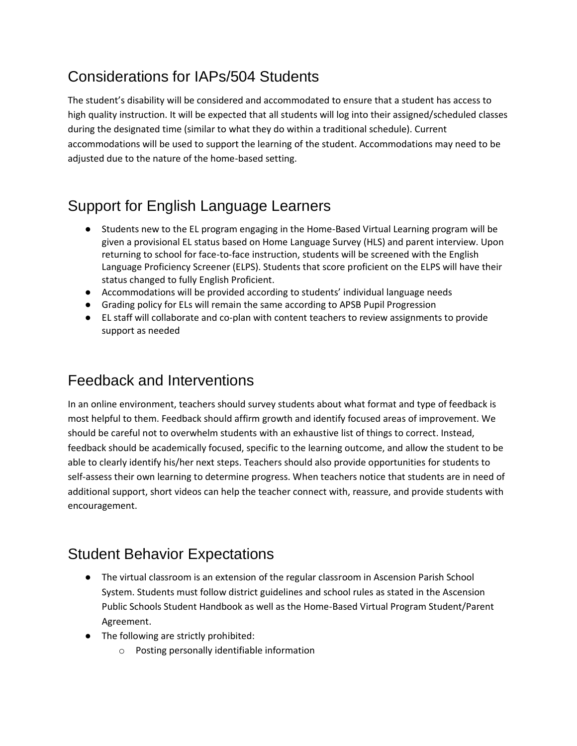## Considerations for IAPs/504 Students

The student's disability will be considered and accommodated to ensure that a student has access to high quality instruction. It will be expected that all students will log into their assigned/scheduled classes during the designated time (similar to what they do within a traditional schedule). Current accommodations will be used to support the learning of the student. Accommodations may need to be adjusted due to the nature of the home-based setting.

## Support for English Language Learners

- Students new to the EL program engaging in the Home-Based Virtual Learning program will be given a provisional EL status based on Home Language Survey (HLS) and parent interview. Upon returning to school for face-to-face instruction, students will be screened with the English Language Proficiency Screener (ELPS). Students that score proficient on the ELPS will have their status changed to fully English Proficient.
- Accommodations will be provided according to students' individual language needs
- Grading policy for ELs will remain the same according to APSB Pupil Progression
- EL staff will collaborate and co-plan with content teachers to review assignments to provide support as needed

## Feedback and Interventions

In an online environment, teachers should survey students about what format and type of feedback is most helpful to them. Feedback should affirm growth and identify focused areas of improvement. We should be careful not to overwhelm students with an exhaustive list of things to correct. Instead, feedback should be academically focused, specific to the learning outcome, and allow the student to be able to clearly identify his/her next steps. Teachers should also provide opportunities for students to self-assess their own learning to determine progress. When teachers notice that students are in need of additional support, short videos can help the teacher connect with, reassure, and provide students with encouragement.

## Student Behavior Expectations

- The virtual classroom is an extension of the regular classroom in Ascension Parish School System. Students must follow district guidelines and school rules as stated in the Ascension Public Schools Student Handbook as well as the Home-Based Virtual Program Student/Parent Agreement.
- The following are strictly prohibited:
  - Posting personally identifiable information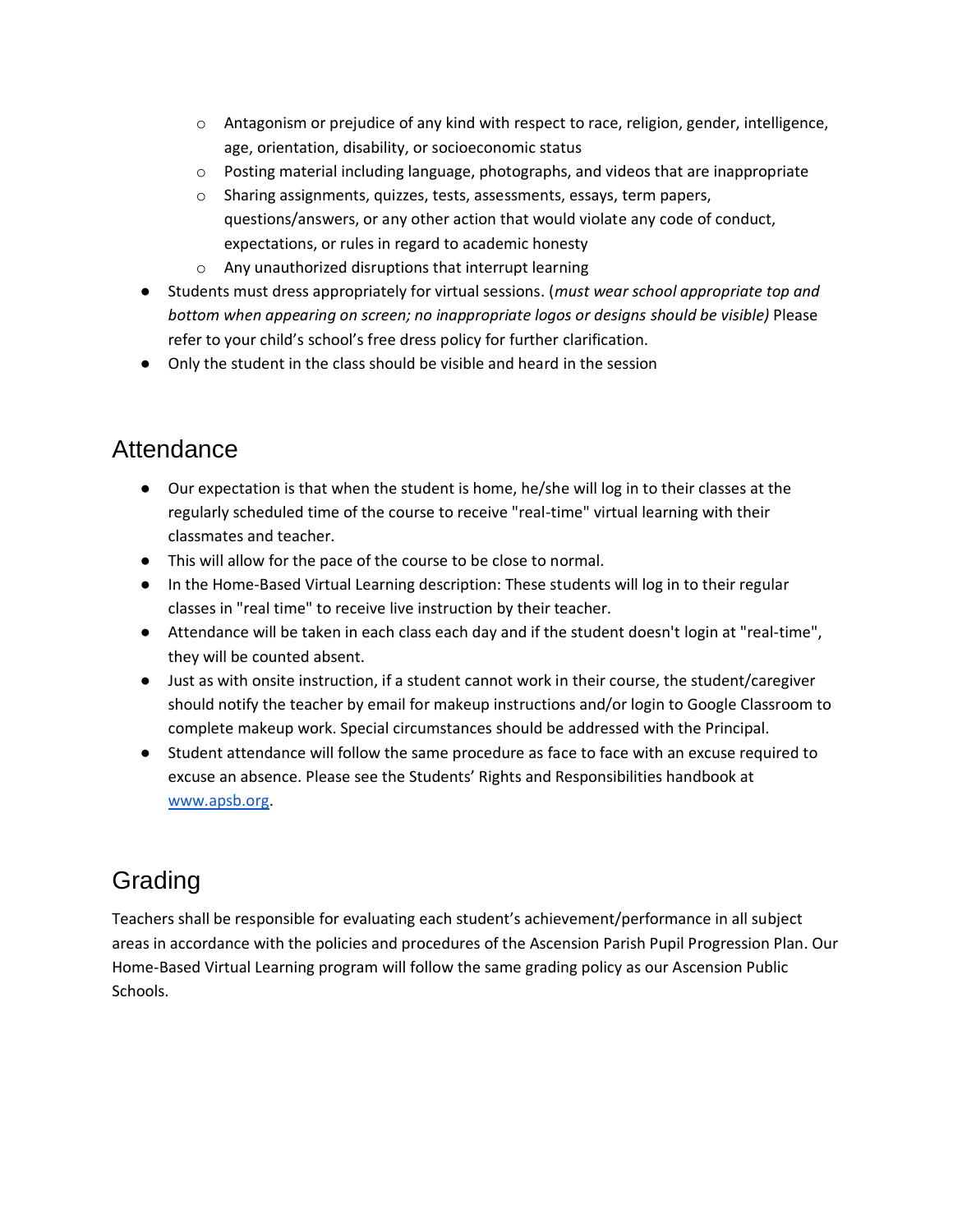- Antagonism or prejudice of any kind with respect to race, religion, gender, intelligence, age, orientation, disability, or socioeconomic status
    - Posting material including language, photographs, and videos that are inappropriate
    - Sharing assignments, quizzes, tests, assessments, essays, term papers, questions/answers, or any other action that would violate any code of conduct, expectations, or rules in regard to academic honesty
    - Any unauthorized disruptions that interrupt learning
- Students must dress appropriately for virtual sessions. (*must wear school appropriate top and bottom when appearing on screen; no inappropriate logos or designs should be visible)* Please refer to your child's school's free dress policy for further clarification.
- Only the student in the class should be visible and heard in the session

## Attendance

- Our expectation is that when the student is home, he/she will log in to their classes at the regularly scheduled time of the course to receive "real-time" virtual learning with their classmates and teacher.
- This will allow for the pace of the course to be close to normal.
- In the Home-Based Virtual Learning description: These students will log in to their regular classes in "real time" to receive live instruction by their teacher.
- Attendance will be taken in each class each day and if the student doesn't login at "real-time", they will be counted absent.
- Just as with onsite instruction, if a student cannot work in their course, the student/caregiver should notify the teacher by email for makeup instructions and/or login to Google Classroom to complete makeup work. Special circumstances should be addressed with the Principal.
- Student attendance will follow the same procedure as face to face with an excuse required to excuse an absence. Please see the Students' Rights and Responsibilities handbook at [www.apsb.org](www.apsb.org).

## Grading

Teachers shall be responsible for evaluating each student's achievement/performance in all subject areas in accordance with the policies and procedures of the Ascension Parish Pupil Progression Plan. Our Home-Based Virtual Learning program will follow the same grading policy as our Ascension Public Schools.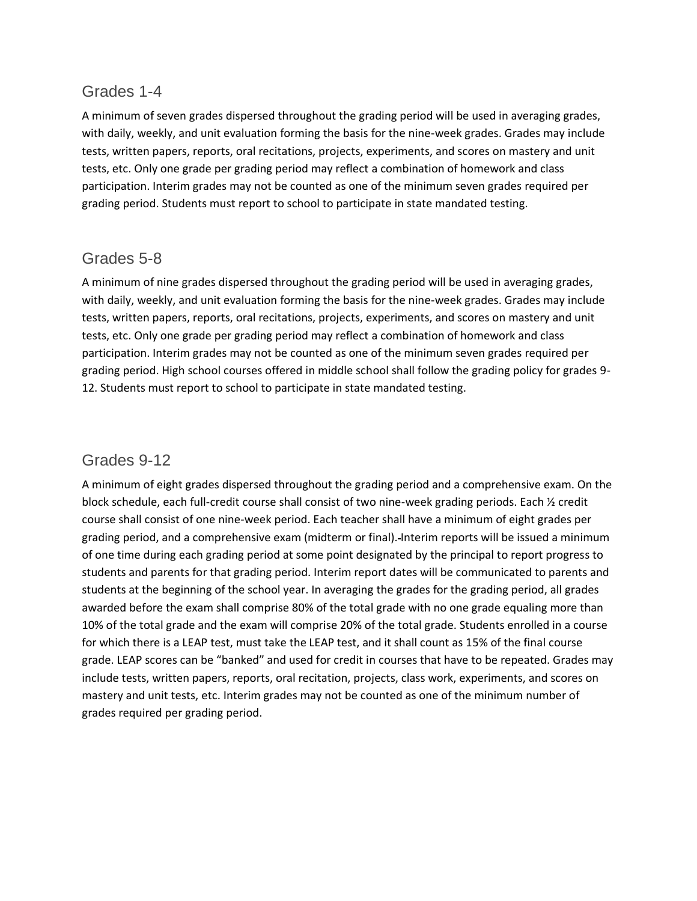## Grades 1-4

A minimum of seven grades dispersed throughout the grading period will be used in averaging grades, with daily, weekly, and unit evaluation forming the basis for the nine-week grades. Grades may include tests, written papers, reports, oral recitations, projects, experiments, and scores on mastery and unit tests, etc. Only one grade per grading period may reflect a combination of homework and class participation. Interim grades may not be counted as one of the minimum seven grades required per grading period. Students must report to school to participate in state mandated testing.

## Grades 5-8

A minimum of nine grades dispersed throughout the grading period will be used in averaging grades, with daily, weekly, and unit evaluation forming the basis for the nine-week grades. Grades may include tests, written papers, reports, oral recitations, projects, experiments, and scores on mastery and unit tests, etc. Only one grade per grading period may reflect a combination of homework and class participation. Interim grades may not be counted as one of the minimum seven grades required per grading period. High school courses offered in middle school shall follow the grading policy for grades 9-12. Students must report to school to participate in state mandated testing.

## Grades 9-12

A minimum of eight grades dispersed throughout the grading period and a comprehensive exam. On the block schedule, each full-credit course shall consist of two nine-week grading periods. Each ½ credit course shall consist of one nine-week period. Each teacher shall have a minimum of eight grades per grading period, and a comprehensive exam (midterm or final). Interim reports will be issued a minimum of one time during each grading period at some point designated by the principal to report progress to students and parents for that grading period. Interim report dates will be communicated to parents and students at the beginning of the school year. In averaging the grades for the grading period, all grades awarded before the exam shall comprise 80% of the total grade with no one grade equaling more than 10% of the total grade and the exam will comprise 20% of the total grade. Students enrolled in a course for which there is a LEAP test, must take the LEAP test, and it shall count as 15% of the final course grade. LEAP scores can be "banked" and used for credit in courses that have to be repeated. Grades may include tests, written papers, reports, oral recitation, projects, class work, experiments, and scores on mastery and unit tests, etc. Interim grades may not be counted as one of the minimum number of grades required per grading period.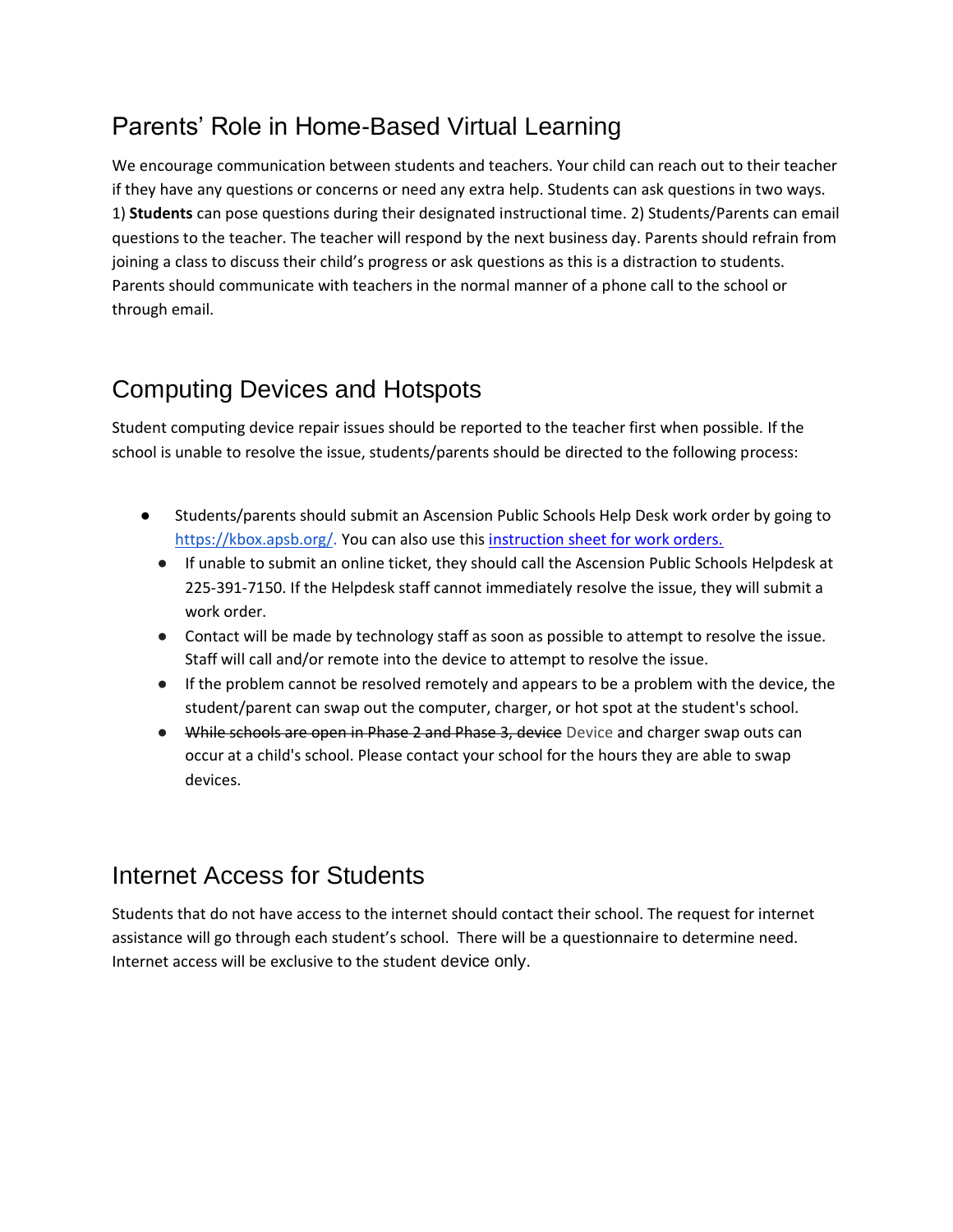## Parents' Role in Home-Based Virtual Learning

We encourage communication between students and teachers. Your child can reach out to their teacher if they have any questions or concerns or need any extra help. Students can ask questions in two ways. 1) **Students** can pose questions during their designated instructional time. 2) Students/Parents can email questions to the teacher. The teacher will respond by the next business day. Parents should refrain from joining a class to discuss their child's progress or ask questions as this is a distraction to students. Parents should communicate with teachers in the normal manner of a phone call to the school or through email.

## Computing Devices and Hotspots

Student computing device repair issues should be reported to the teacher first when possible. If the school is unable to resolve the issue, students/parents should be directed to the following process:

- Students/parents should submit an Ascension Public Schools Help Desk work order by going to https://kbox.apsb.org/. You can also use this instruction sheet for work orders.
  - If unable to submit an online ticket, they should call the Ascension Public Schools Helpdesk at 225-391-7150. If the Helpdesk staff cannot immediately resolve the issue, they will submit a work order.
  - Contact will be made by technology staff as soon as possible to attempt to resolve the issue. Staff will call and/or remote into the device to attempt to resolve the issue.
  - If the problem cannot be resolved remotely and appears to be a problem with the device, the student/parent can swap out the computer, charger, or hot spot at the student's school.
  - ~~While schools are open in Phase 2 and Phase 3, device~~ Device and charger swap outs can occur at a child's school. Please contact your school for the hours they are able to swap devices.

## Internet Access for Students

Students that do not have access to the internet should contact their school. The request for internet assistance will go through each student's school. There will be a questionnaire to determine need. Internet access will be exclusive to the student device only.